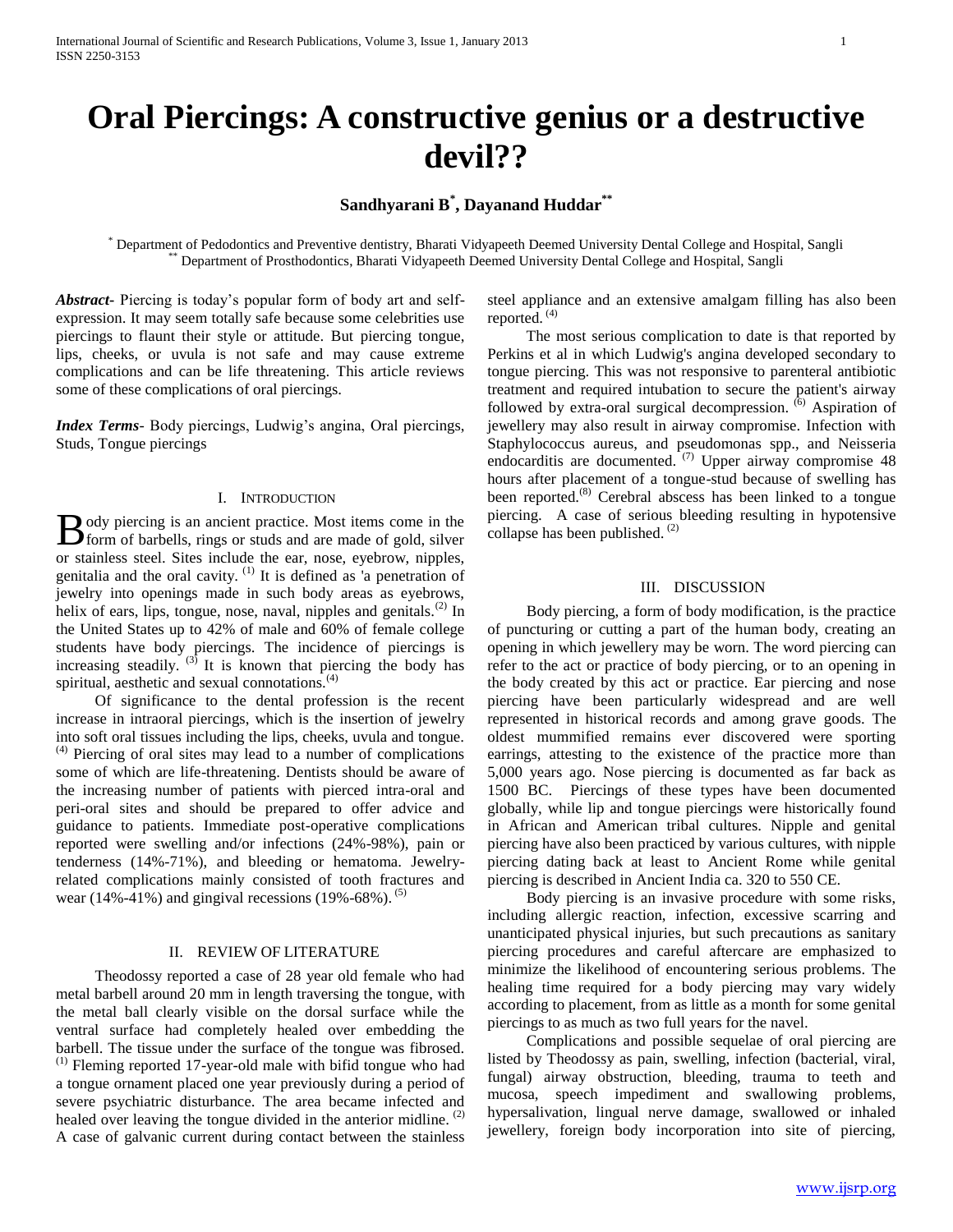# Oral Piercings: A constructive genius or a destructive devil??

**Sandhyarani B[*], Dayanand Huddar[**]**

[*] Department of Pedodontics and Preventive dentistry, Bharati Vidyapeeth Deemed University Dental College and Hospital, Sangli
[**] Department of Prosthodontics, Bharati Vidyapeeth Deemed University Dental College and Hospital, Sangli

***Abstract-*** Piercing is today's popular form of body art and self-expression. It may seem totally safe because some celebrities use piercings to flaunt their style or attitude. But piercing tongue, lips, cheeks, or uvula is not safe and may cause extreme complications and can be life threatening. This article reviews some of these complications of oral piercings.

***Index Terms*-** Body piercings, Ludwig's angina, Oral piercings, Studs, Tongue piercings

## I. Introduction

Body piercing is an ancient practice. Most items come in the form of barbells, rings or studs and are made of gold, silver or stainless steel. Sites include the ear, nose, eyebrow, nipples, genitalia and the oral cavity. [(1)] It is defined as 'a penetration of jewelry into openings made in such body areas as eyebrows, helix of ears, lips, tongue, nose, naval, nipples and genitals.[(2)] In the United States up to 42% of male and 60% of female college students have body piercings. The incidence of piercings is increasing steadily. [(3)] It is known that piercing the body has spiritual, aesthetic and sexual connotations.[(4)]

Of significance to the dental profession is the recent increase in intraoral piercings, which is the insertion of jewelry into soft oral tissues including the lips, cheeks, uvula and tongue. [(4)] Piercing of oral sites may lead to a number of complications some of which are life-threatening. Dentists should be aware of the increasing number of patients with pierced intra-oral and peri-oral sites and should be prepared to offer advice and guidance to patients. Immediate post-operative complications reported were swelling and/or infections (24%-98%), pain or tenderness (14%-71%), and bleeding or hematoma. Jewelry-related complications mainly consisted of tooth fractures and wear (14%-41%) and gingival recessions (19%-68%). [(5)]

## II. Review of Literature

Theodossy reported a case of 28 year old female who had metal barbell around 20 mm in length traversing the tongue, with the metal ball clearly visible on the dorsal surface while the ventral surface had completely healed over embedding the barbell. The tissue under the surface of the tongue was fibrosed. [(1)] Fleming reported 17-year-old male with bifid tongue who had a tongue ornament placed one year previously during a period of severe psychiatric disturbance. The area became infected and healed over leaving the tongue divided in the anterior midline. [(2)] A case of galvanic current during contact between the stainless steel appliance and an extensive amalgam filling has also been reported. [(4)]

The most serious complication to date is that reported by Perkins et al in which Ludwig's angina developed secondary to tongue piercing. This was not responsive to parenteral antibiotic treatment and required intubation to secure the patient's airway followed by extra-oral surgical decompression. [(6)] Aspiration of jewellery may also result in airway compromise. Infection with Staphylococcus aureus, and pseudomonas spp., and Neisseria endocarditis are documented. [(7)] Upper airway compromise 48 hours after placement of a tongue-stud because of swelling has been reported.[(8)] Cerebral abscess has been linked to a tongue piercing. A case of serious bleeding resulting in hypotensive collapse has been published. [(2)]

## III. Discussion

Body piercing, a form of body modification, is the practice of puncturing or cutting a part of the human body, creating an opening in which jewellery may be worn. The word piercing can refer to the act or practice of body piercing, or to an opening in the body created by this act or practice. Ear piercing and nose piercing have been particularly widespread and are well represented in historical records and among grave goods. The oldest mummified remains ever discovered were sporting earrings, attesting to the existence of the practice more than 5,000 years ago. Nose piercing is documented as far back as 1500 BC. Piercings of these types have been documented globally, while lip and tongue piercings were historically found in African and American tribal cultures. Nipple and genital piercing have also been practiced by various cultures, with nipple piercing dating back at least to Ancient Rome while genital piercing is described in Ancient India ca. 320 to 550 CE.

Body piercing is an invasive procedure with some risks, including allergic reaction, infection, excessive scarring and unanticipated physical injuries, but such precautions as sanitary piercing procedures and careful aftercare are emphasized to minimize the likelihood of encountering serious problems. The healing time required for a body piercing may vary widely according to placement, from as little as a month for some genital piercings to as much as two full years for the navel.

Complications and possible sequelae of oral piercing are listed by Theodossy as pain, swelling, infection (bacterial, viral, fungal) airway obstruction, bleeding, trauma to teeth and mucosa, speech impediment and swallowing problems, hypersalivation, lingual nerve damage, swallowed or inhaled jewellery, foreign body incorporation into site of piercing,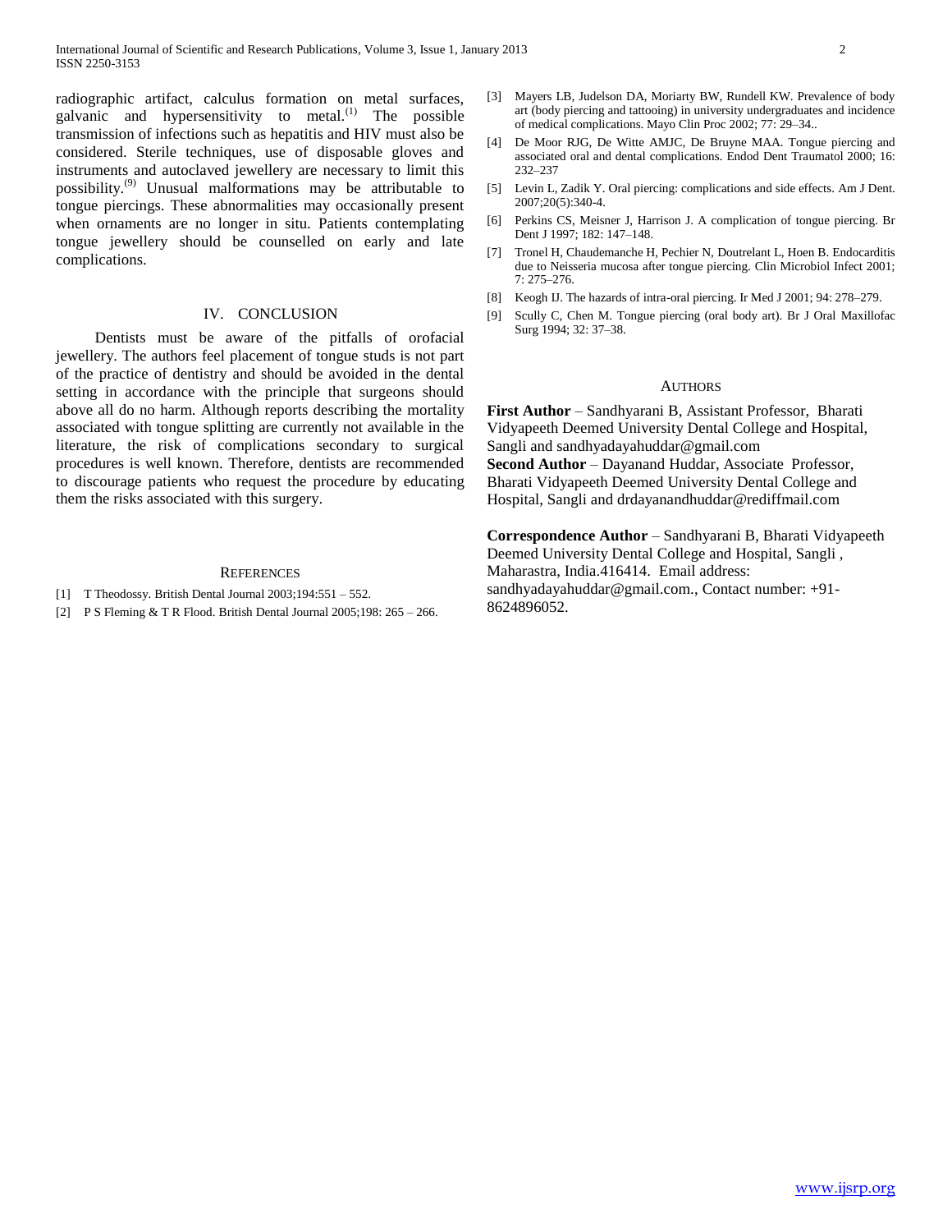radiographic artifact, calculus formation on metal surfaces, galvanic and hypersensitivity to metal.[1] The possible transmission of infections such as hepatitis and HIV must also be considered. Sterile techniques, use of disposable gloves and instruments and autoclaved jewellery are necessary to limit this possibility.[9] Unusual malformations may be attributable to tongue piercings. These abnormalities may occasionally present when ornaments are no longer in situ. Patients contemplating tongue jewellery should be counselled on early and late complications.

## IV. CONCLUSION

Dentists must be aware of the pitfalls of orofacial jewellery. The authors feel placement of tongue studs is not part of the practice of dentistry and should be avoided in the dental setting in accordance with the principle that surgeons should above all do no harm. Although reports describing the mortality associated with tongue splitting are currently not available in the literature, the risk of complications secondary to surgical procedures is well known. Therefore, dentists are recommended to discourage patients who request the procedure by educating them the risks associated with this surgery.

## REFERENCES

[1] T Theodossy. British Dental Journal 2003;194:551 – 552.

[2] P S Fleming & T R Flood. British Dental Journal 2005;198: 265 – 266.

[3] Mayers LB, Judelson DA, Moriarty BW, Rundell KW. Prevalence of body art (body piercing and tattooing) in university undergraduates and incidence of medical complications. Mayo Clin Proc 2002; 77: 29–34..

[4] De Moor RJG, De Witte AMJC, De Bruyne MAA. Tongue piercing and associated oral and dental complications. Endod Dent Traumatol 2000; 16: 232–237

[5] Levin L, Zadik Y. Oral piercing: complications and side effects. Am J Dent. 2007;20(5):340-4.

[6] Perkins CS, Meisner J, Harrison J. A complication of tongue piercing. Br Dent J 1997; 182: 147–148.

[7] Tronel H, Chaudemanche H, Pechier N, Doutrelant L, Hoen B. Endocarditis due to Neisseria mucosa after tongue piercing. Clin Microbiol Infect 2001; 7: 275–276.

[8] Keogh IJ. The hazards of intra-oral piercing. Ir Med J 2001; 94: 278–279.

[9] Scully C, Chen M. Tongue piercing (oral body art). Br J Oral Maxillofac Surg 1994; 32: 37–38.

## AUTHORS

**First Author** – Sandhyarani B, Assistant Professor, Bharati Vidyapeeth Deemed University Dental College and Hospital, Sangli and sandhyadayahuddar@gmail.com

**Second Author** – Dayanand Huddar, Associate Professor, Bharati Vidyapeeth Deemed University Dental College and Hospital, Sangli and drdayanandhuddar@rediffmail.com

**Correspondence Author** – Sandhyarani B, Bharati Vidyapeeth Deemed University Dental College and Hospital, Sangli , Maharastra, India.416414. Email address: sandhyadayahuddar@gmail.com., Contact number: +91-8624896052.